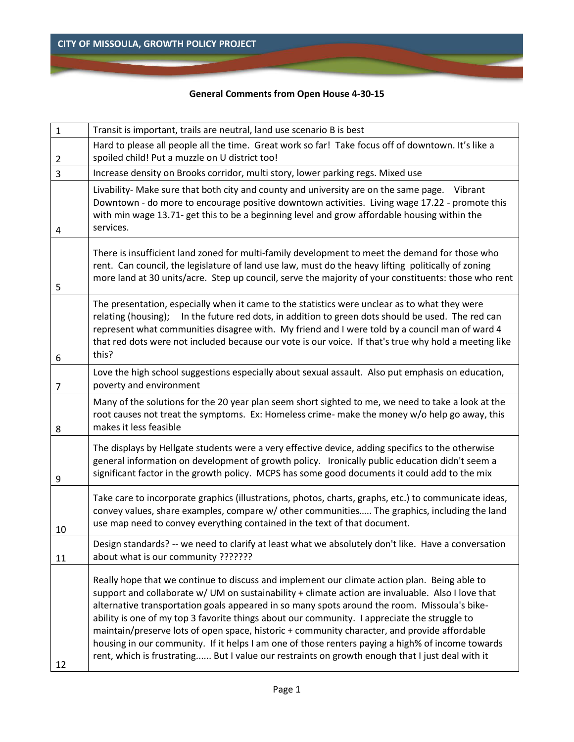**CITY OF MISSOULA, GROWTH POLICY PROJECT**

**General Comments from Open House 4-30-15**

| | |
|---|---|
| 1 | Transit is important, trails are neutral, land use scenario B is best |
| 2 | Hard to please all people all the time. Great work so far! Take focus off of downtown. It's like a spoiled child! Put a muzzle on U district too! |
| 3 | Increase density on Brooks corridor, multi story, lower parking regs. Mixed use |
| 4 | Livability- Make sure that both city and county and university are on the same page. Vibrant Downtown - do more to encourage positive downtown activities. Living wage 17.22 - promote this with min wage 13.71- get this to be a beginning level and grow affordable housing within the services. |
| 5 | There is insufficient land zoned for multi-family development to meet the demand for those who rent. Can council, the legislature of land use law, must do the heavy lifting politically of zoning more land at 30 units/acre. Step up council, serve the majority of your constituents: those who rent |
| 6 | The presentation, especially when it came to the statistics were unclear as to what they were relating (housing); In the future red dots, in addition to green dots should be used. The red can represent what communities disagree with. My friend and I were told by a council man of ward 4 that red dots were not included because our vote is our voice. If that's true why hold a meeting like this? |
| 7 | Love the high school suggestions especially about sexual assault. Also put emphasis on education, poverty and environment |
| 8 | Many of the solutions for the 20 year plan seem short sighted to me, we need to take a look at the root causes not treat the symptoms. Ex: Homeless crime- make the money w/o help go away, this makes it less feasible |
| 9 | The displays by Hellgate students were a very effective device, adding specifics to the otherwise general information on development of growth policy. Ironically public education didn't seem a significant factor in the growth policy. MCPS has some good documents it could add to the mix |
| 10 | Take care to incorporate graphics (illustrations, photos, charts, graphs, etc.) to communicate ideas, convey values, share examples, compare w/ other communities….. The graphics, including the land use map need to convey everything contained in the text of that document. |
| 11 | Design standards? -- we need to clarify at least what we absolutely don't like. Have a conversation about what is our community ??????? |
| 12 | Really hope that we continue to discuss and implement our climate action plan. Being able to support and collaborate w/ UM on sustainability + climate action are invaluable. Also I love that alternative transportation goals appeared in so many spots around the room. Missoula's bike-ability is one of my top 3 favorite things about our community. I appreciate the struggle to maintain/preserve lots of open space, historic + community character, and provide affordable housing in our community. If it helps I am one of those renters paying a high% of income towards rent, which is frustrating...... But I value our restraints on growth enough that I just deal with it |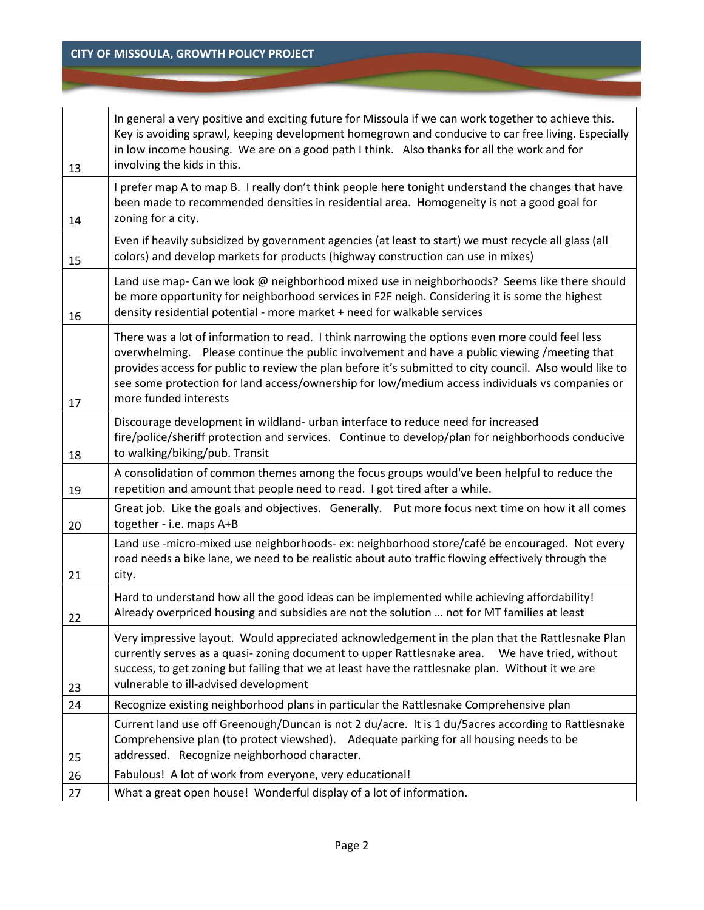| | |
|---|---|
| 13 | In general a very positive and exciting future for Missoula if we can work together to achieve this. Key is avoiding sprawl, keeping development homegrown and conducive to car free living. Especially in low income housing. We are on a good path I think. Also thanks for all the work and for involving the kids in this. |
| 14 | I prefer map A to map B. I really don't think people here tonight understand the changes that have been made to recommended densities in residential area. Homogeneity is not a good goal for zoning for a city. |
| 15 | Even if heavily subsidized by government agencies (at least to start) we must recycle all glass (all colors) and develop markets for products (highway construction can use in mixes) |
| 16 | Land use map- Can we look @ neighborhood mixed use in neighborhoods? Seems like there should be more opportunity for neighborhood services in F2F neigh. Considering it is some the highest density residential potential - more market + need for walkable services |
| 17 | There was a lot of information to read. I think narrowing the options even more could feel less overwhelming. Please continue the public involvement and have a public viewing /meeting that provides access for public to review the plan before it's submitted to city council. Also would like to see some protection for land access/ownership for low/medium access individuals vs companies or more funded interests |
| 18 | Discourage development in wildland- urban interface to reduce need for increased fire/police/sheriff protection and services. Continue to develop/plan for neighborhoods conducive to walking/biking/pub. Transit |
| 19 | A consolidation of common themes among the focus groups would've been helpful to reduce the repetition and amount that people need to read. I got tired after a while. |
| 20 | Great job. Like the goals and objectives. Generally. Put more focus next time on how it all comes together - i.e. maps A+B |
| 21 | Land use -micro-mixed use neighborhoods- ex: neighborhood store/café be encouraged. Not every road needs a bike lane, we need to be realistic about auto traffic flowing effectively through the city. |
| 22 | Hard to understand how all the good ideas can be implemented while achieving affordability! Already overpriced housing and subsidies are not the solution … not for MT families at least |
| 23 | Very impressive layout. Would appreciated acknowledgement in the plan that the Rattlesnake Plan currently serves as a quasi- zoning document to upper Rattlesnake area. We have tried, without success, to get zoning but failing that we at least have the rattlesnake plan. Without it we are vulnerable to ill-advised development |
| 24 | Recognize existing neighborhood plans in particular the Rattlesnake Comprehensive plan |
| 25 | Current land use off Greenough/Duncan is not 2 du/acre. It is 1 du/5acres according to Rattlesnake Comprehensive plan (to protect viewshed). Adequate parking for all housing needs to be addressed. Recognize neighborhood character. |
| 26 | Fabulous! A lot of work from everyone, very educational! |
| 27 | What a great open house! Wonderful display of a lot of information. |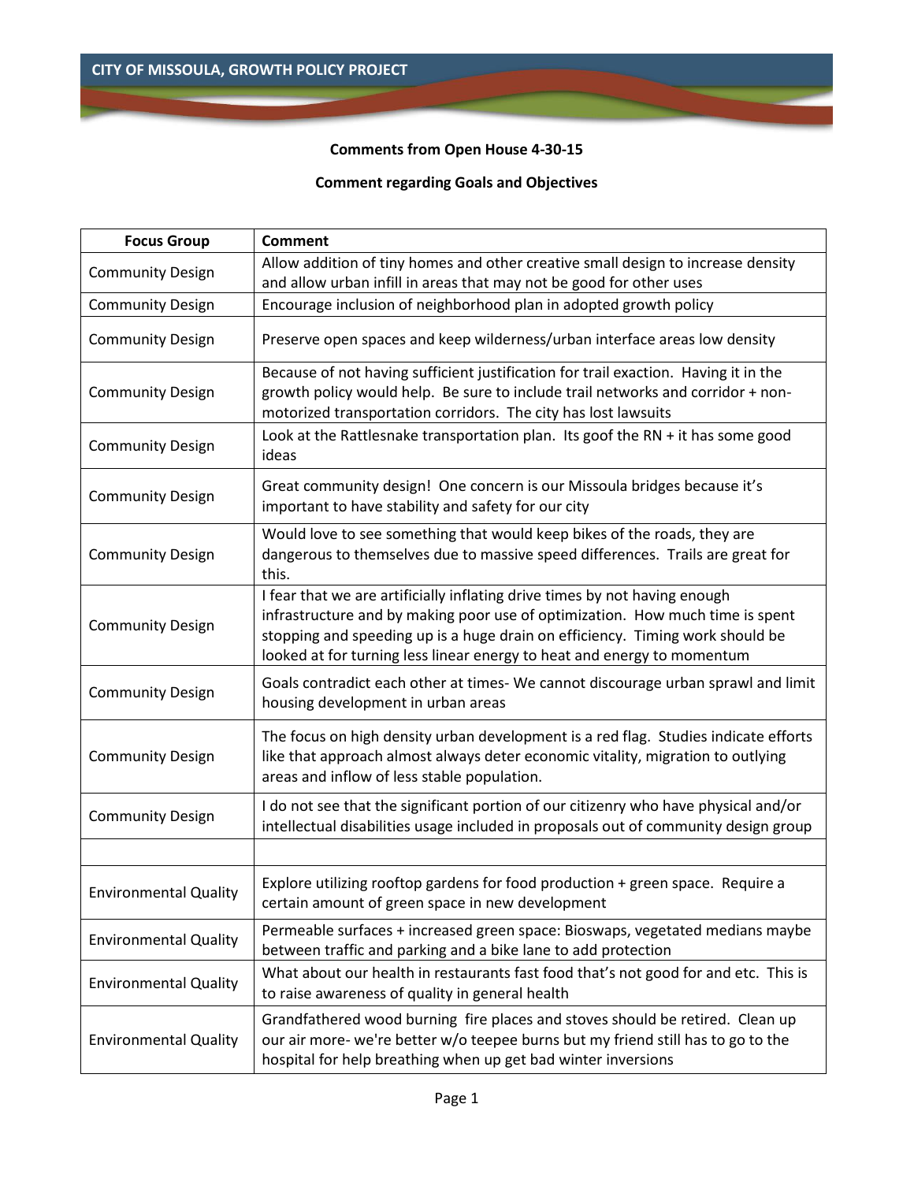**Comments from Open House 4-30-15**

**Comment regarding Goals and Objectives**

| Focus Group | Comment |
|---|---|
| Community Design | Allow addition of tiny homes and other creative small design to increase density and allow urban infill in areas that may not be good for other uses |
| Community Design | Encourage inclusion of neighborhood plan in adopted growth policy |
| Community Design | Preserve open spaces and keep wilderness/urban interface areas low density |
| Community Design | Because of not having sufficient justification for trail exaction. Having it in the growth policy would help. Be sure to include trail networks and corridor + non-motorized transportation corridors. The city has lost lawsuits |
| Community Design | Look at the Rattlesnake transportation plan. Its goof the RN + it has some good ideas |
| Community Design | Great community design! One concern is our Missoula bridges because it's important to have stability and safety for our city |
| Community Design | Would love to see something that would keep bikes of the roads, they are dangerous to themselves due to massive speed differences. Trails are great for this. |
| Community Design | I fear that we are artificially inflating drive times by not having enough infrastructure and by making poor use of optimization. How much time is spent stopping and speeding up is a huge drain on efficiency. Timing work should be looked at for turning less linear energy to heat and energy to momentum |
| Community Design | Goals contradict each other at times- We cannot discourage urban sprawl and limit housing development in urban areas |
| Community Design | The focus on high density urban development is a red flag. Studies indicate efforts like that approach almost always deter economic vitality, migration to outlying areas and inflow of less stable population. |
| Community Design | I do not see that the significant portion of our citizenry who have physical and/or intellectual disabilities usage included in proposals out of community design group |
| | |
| Environmental Quality | Explore utilizing rooftop gardens for food production + green space. Require a certain amount of green space in new development |
| Environmental Quality | Permeable surfaces + increased green space: Bioswaps, vegetated medians maybe between traffic and parking and a bike lane to add protection |
| Environmental Quality | What about our health in restaurants fast food that's not good for and etc. This is to raise awareness of quality in general health |
| Environmental Quality | Grandfathered wood burning fire places and stoves should be retired. Clean up our air more- we're better w/o teepee burns but my friend still has to go to the hospital for help breathing when up get bad winter inversions |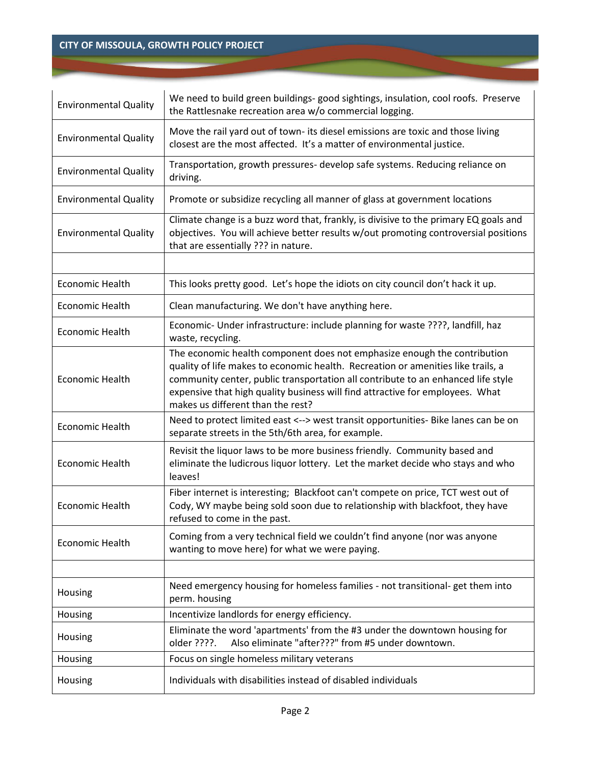| | |
|---|---|
| Environmental Quality | We need to build green buildings- good sightings, insulation, cool roofs. Preserve the Rattlesnake recreation area w/o commercial logging. |
| Environmental Quality | Move the rail yard out of town- its diesel emissions are toxic and those living closest are the most affected. It's a matter of environmental justice. |
| Environmental Quality | Transportation, growth pressures- develop safe systems. Reducing reliance on driving. |
| Environmental Quality | Promote or subsidize recycling all manner of glass at government locations |
| Environmental Quality | Climate change is a buzz word that, frankly, is divisive to the primary EQ goals and objectives. You will achieve better results w/out promoting controversial positions that are essentially ??? in nature. |
| | |
| Economic Health | This looks pretty good. Let's hope the idiots on city council don't hack it up. |
| Economic Health | Clean manufacturing. We don't have anything here. |
| Economic Health | Economic- Under infrastructure: include planning for waste ????, landfill, haz waste, recycling. |
| Economic Health | The economic health component does not emphasize enough the contribution quality of life makes to economic health. Recreation or amenities like trails, a community center, public transportation all contribute to an enhanced life style expensive that high quality business will find attractive for employees. What makes us different than the rest? |
| Economic Health | Need to protect limited east <--> west transit opportunities- Bike lanes can be on separate streets in the 5th/6th area, for example. |
| Economic Health | Revisit the liquor laws to be more business friendly. Community based and eliminate the ludicrous liquor lottery. Let the market decide who stays and who leaves! |
| Economic Health | Fiber internet is interesting; Blackfoot can't compete on price, TCT west out of Cody, WY maybe being sold soon due to relationship with blackfoot, they have refused to come in the past. |
| Economic Health | Coming from a very technical field we couldn't find anyone (nor was anyone wanting to move here) for what we were paying. |
| | |
| Housing | Need emergency housing for homeless families - not transitional- get them into perm. housing |
| Housing | Incentivize landlords for energy efficiency. |
| Housing | Eliminate the word 'apartments' from the #3 under the downtown housing for older ????. Also eliminate "after???" from #5 under downtown. |
| Housing | Focus on single homeless military veterans |
| Housing | Individuals with disabilities instead of disabled individuals |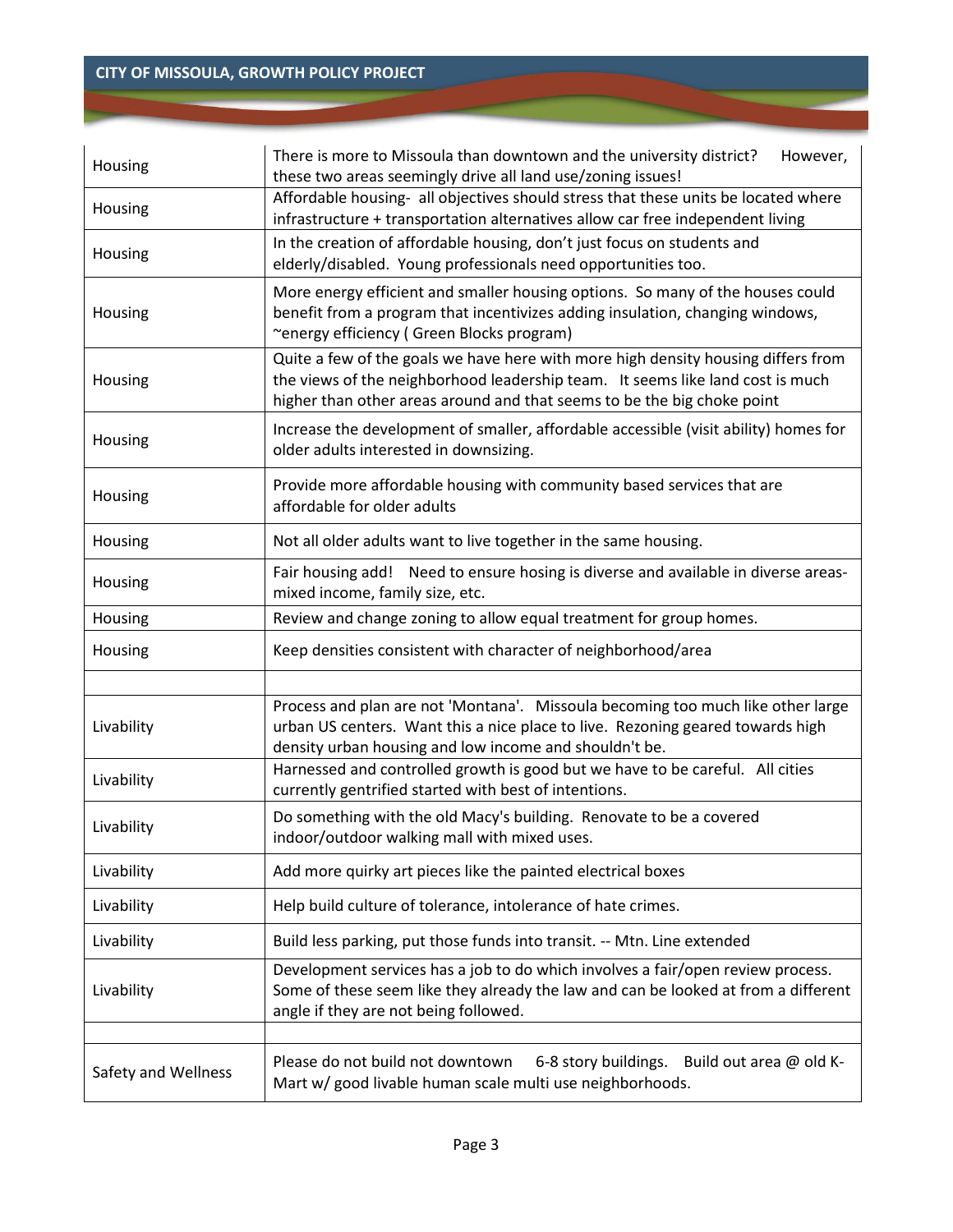| Housing | There is more to Missoula than downtown and the university district? However, these two areas seemingly drive all land use/zoning issues! |
|---|---|
| Housing | Affordable housing- all objectives should stress that these units be located where infrastructure + transportation alternatives allow car free independent living |
| Housing | In the creation of affordable housing, don't just focus on students and elderly/disabled. Young professionals need opportunities too. |
| Housing | More energy efficient and smaller housing options. So many of the houses could benefit from a program that incentivizes adding insulation, changing windows, ~energy efficiency ( Green Blocks program) |
| Housing | Quite a few of the goals we have here with more high density housing differs from the views of the neighborhood leadership team. It seems like land cost is much higher than other areas around and that seems to be the big choke point |
| Housing | Increase the development of smaller, affordable accessible (visit ability) homes for older adults interested in downsizing. |
| Housing | Provide more affordable housing with community based services that are affordable for older adults |
| Housing | Not all older adults want to live together in the same housing. |
| Housing | Fair housing add! Need to ensure hosing is diverse and available in diverse areas- mixed income, family size, etc. |
| Housing | Review and change zoning to allow equal treatment for group homes. |
| Housing | Keep densities consistent with character of neighborhood/area |
| | |
| Livability | Process and plan are not 'Montana'. Missoula becoming too much like other large urban US centers. Want this a nice place to live. Rezoning geared towards high density urban housing and low income and shouldn't be. |
| Livability | Harnessed and controlled growth is good but we have to be careful. All cities currently gentrified started with best of intentions. |
| Livability | Do something with the old Macy's building. Renovate to be a covered indoor/outdoor walking mall with mixed uses. |
| Livability | Add more quirky art pieces like the painted electrical boxes |
| Livability | Help build culture of tolerance, intolerance of hate crimes. |
| Livability | Build less parking, put those funds into transit. -- Mtn. Line extended |
| Livability | Development services has a job to do which involves a fair/open review process. Some of these seem like they already the law and can be looked at from a different angle if they are not being followed. |
| | |
| Safety and Wellness | Please do not build not downtown 6-8 story buildings. Build out area @ old K-Mart w/ good livable human scale multi use neighborhoods. |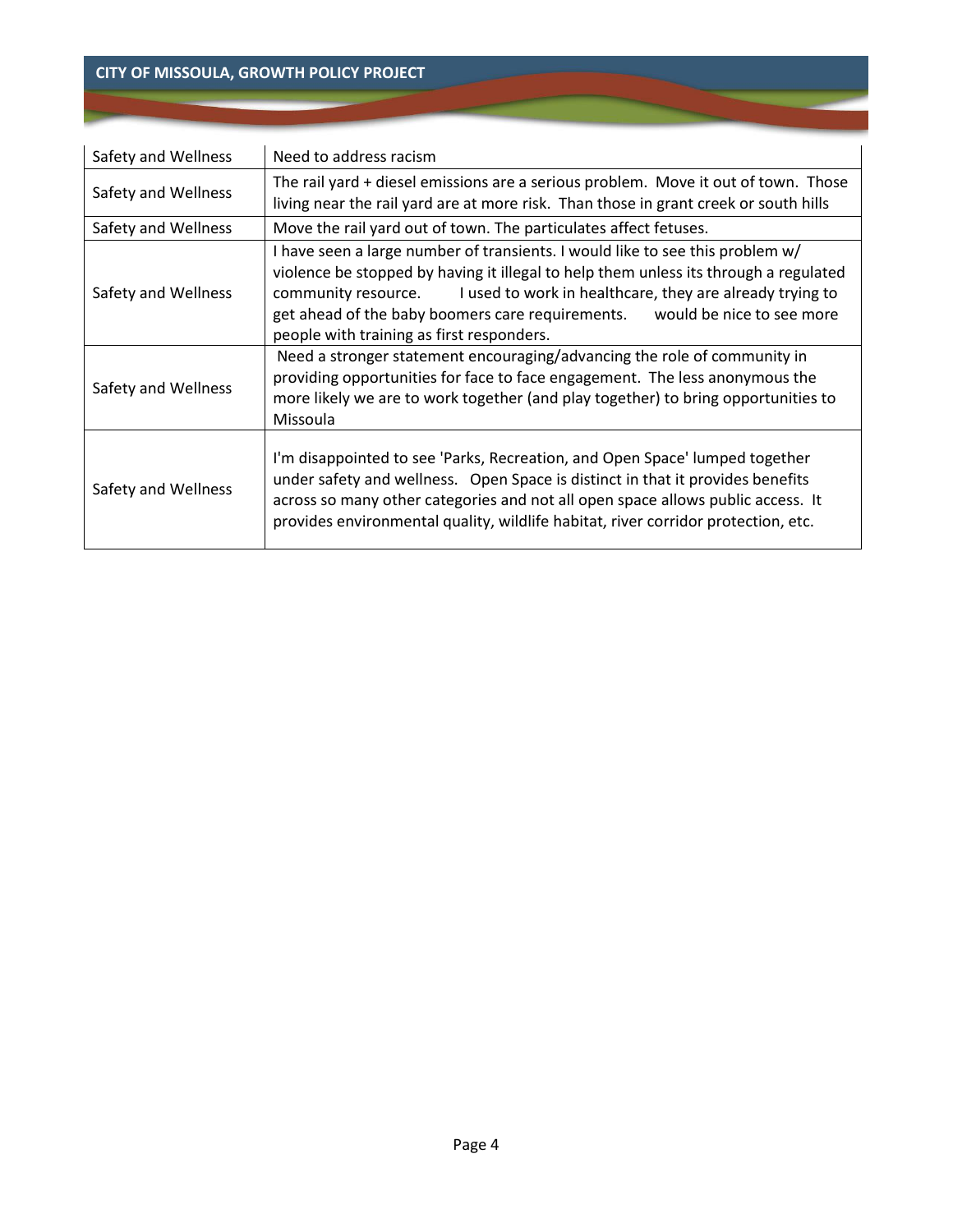| Safety and Wellness | Need to address racism |
|---|---|
| Safety and Wellness | The rail yard + diesel emissions are a serious problem. Move it out of town. Those living near the rail yard are at more risk. Than those in grant creek or south hills |
| Safety and Wellness | Move the rail yard out of town. The particulates affect fetuses. |
| Safety and Wellness | I have seen a large number of transients. I would like to see this problem w/ violence be stopped by having it illegal to help them unless its through a regulated community resource. I used to work in healthcare, they are already trying to get ahead of the baby boomers care requirements. would be nice to see more people with training as first responders. |
| Safety and Wellness | Need a stronger statement encouraging/advancing the role of community in providing opportunities for face to face engagement. The less anonymous the more likely we are to work together (and play together) to bring opportunities to Missoula |
| Safety and Wellness | I'm disappointed to see 'Parks, Recreation, and Open Space' lumped together under safety and wellness. Open Space is distinct in that it provides benefits across so many other categories and not all open space allows public access. It provides environmental quality, wildlife habitat, river corridor protection, etc. |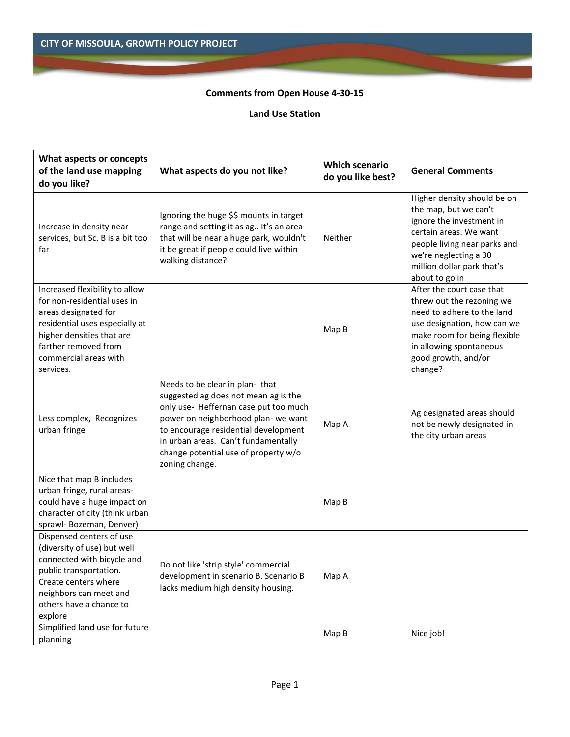CITY OF MISSOULA, GROWTH POLICY PROJECT

**Comments from Open House 4-30-15**

**Land Use Station**

| What aspects or concepts of the land use mapping do you like? | What aspects do you not like? | Which scenario do you like best? | General Comments |
|---|---|---|---|
| Increase in density near services, but Sc. B is a bit too far | Ignoring the huge $$ mounts in target range and setting it as ag.. It's an area that will be near a huge park, wouldn't it be great if people could live within walking distance? | Neither | Higher density should be on the map, but we can't ignore the investment in certain areas. We want people living near parks and we're neglecting a 30 million dollar park that's about to go in |
| Increased flexibility to allow for non-residential uses in areas designated for residential uses especially at higher densities that are farther removed from commercial areas with services. | | Map B | After the court case that threw out the rezoning we need to adhere to the land use designation, how can we make room for being flexible in allowing spontaneous good growth, and/or change? |
| Less complex, Recognizes urban fringe | Needs to be clear in plan- that suggested ag does not mean ag is the only use- Heffernan case put too much power on neighborhood plan- we want to encourage residential development in urban areas. Can't fundamentally change potential use of property w/o zoning change. | Map A | Ag designated areas should not be newly designated in the city urban areas |
| Nice that map B includes urban fringe, rural areas- could have a huge impact on character of city (think urban sprawl- Bozeman, Denver) | | Map B | |
| Dispensed centers of use (diversity of use) but well connected with bicycle and public transportation. Create centers where neighbors can meet and others have a chance to explore | Do not like 'strip style' commercial development in scenario B. Scenario B lacks medium high density housing. | Map A | |
| Simplified land use for future planning | | Map B | Nice job! |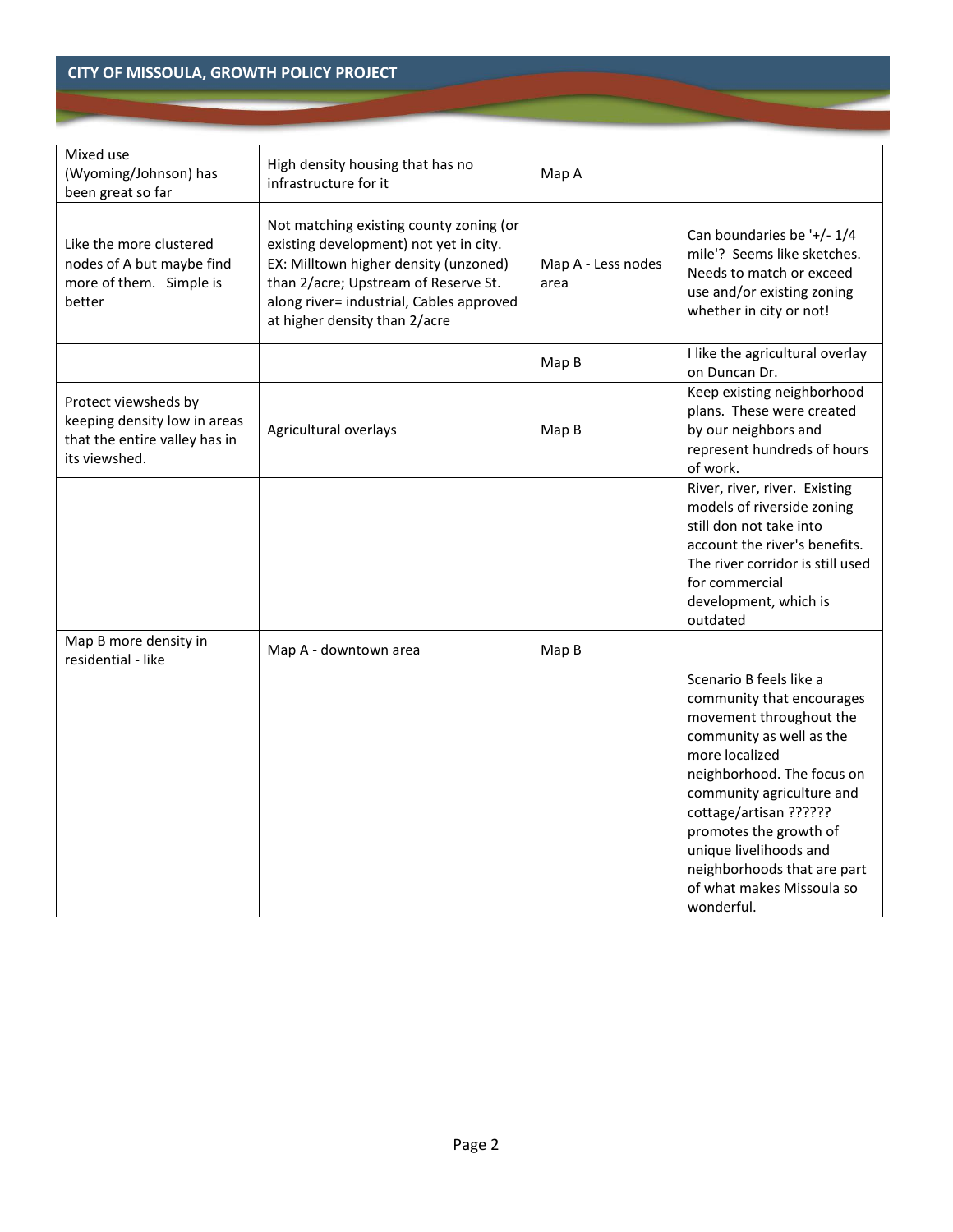| | | | |
|---|---|---|---|
| Mixed use (Wyoming/Johnson) has been great so far | High density housing that has no infrastructure for it | Map A | |
| Like the more clustered nodes of A but maybe find more of them. Simple is better | Not matching existing county zoning (or existing development) not yet in city. EX: Milltown higher density (unzoned) than 2/acre; Upstream of Reserve St. along river= industrial, Cables approved at higher density than 2/acre | Map A - Less nodes area | Can boundaries be '+/- 1/4 mile'? Seems like sketches. Needs to match or exceed use and/or existing zoning whether in city or not! |
| | | Map B | I like the agricultural overlay on Duncan Dr. |
| Protect viewsheds by keeping density low in areas that the entire valley has in its viewshed. | Agricultural overlays | Map B | Keep existing neighborhood plans. These were created by our neighbors and represent hundreds of hours of work. |
| | | | River, river, river. Existing models of riverside zoning still don not take into account the river's benefits. The river corridor is still used for commercial development, which is outdated |
| Map B more density in residential - like | Map A - downtown area | Map B | |
| | | | Scenario B feels like a community that encourages movement throughout the community as well as the more localized neighborhood. The focus on community agriculture and cottage/artisan ?????? promotes the growth of unique livelihoods and neighborhoods that are part of what makes Missoula so wonderful. |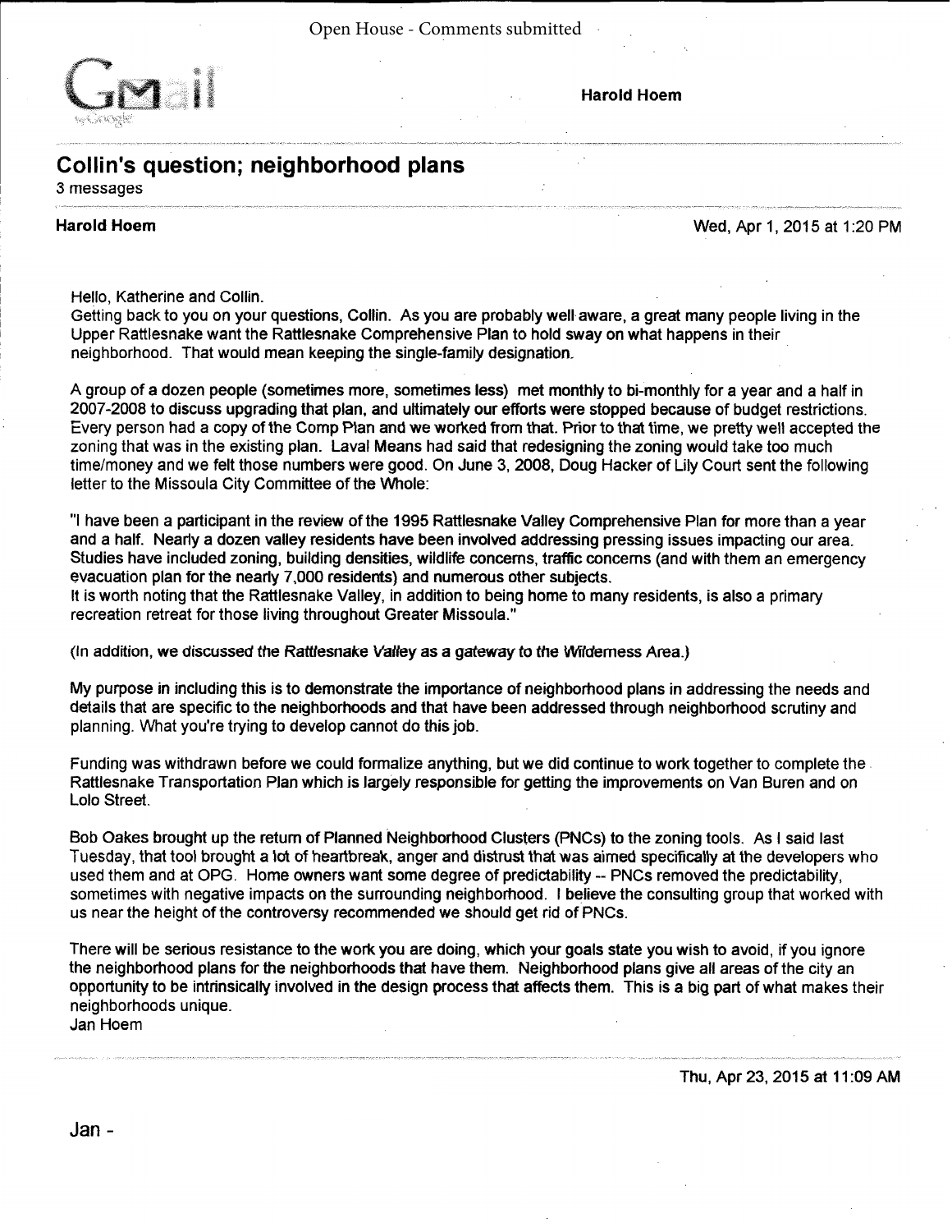Open House - Comments submitted

Gmail

**Harold Hoem**

## Collin's question; neighborhood plans

3 messages

**Harold Hoem** Wed, Apr 1, 2015 at 1:20 PM

Hello, Katherine and Collin.

Getting back to you on your questions, Collin. As you are probably well aware, a great many people living in the Upper Rattlesnake want the Rattlesnake Comprehensive Plan to hold sway on what happens in their neighborhood. That would mean keeping the single-family designation.

A group of a dozen people (sometimes more, sometimes less) met monthly to bi-monthly for a year and a half in 2007-2008 to discuss upgrading that plan, and ultimately our efforts were stopped because of budget restrictions. Every person had a copy of the Comp Plan and we worked from that. Prior to that time, we pretty well accepted the zoning that was in the existing plan. Laval Means had said that redesigning the zoning would take too much time/money and we felt those numbers were good. On June 3, 2008, Doug Hacker of Lily Court sent the following letter to the Missoula City Committee of the Whole:

"I have been a participant in the review of the 1995 Rattlesnake Valley Comprehensive Plan for more than a year and a half. Nearly a dozen valley residents have been involved addressing pressing issues impacting our area. Studies have included zoning, building densities, wildlife concerns, traffic concerns (and with them an emergency evacuation plan for the nearly 7,000 residents) and numerous other subjects.

It is worth noting that the Rattlesnake Valley, in addition to being home to many residents, is also a primary recreation retreat for those living throughout Greater Missoula."

(In addition, we discussed the Rattlesnake Valley as a gateway to the Wilderness Area.)

My purpose in including this is to demonstrate the importance of neighborhood plans in addressing the needs and details that are specific to the neighborhoods and that have been addressed through neighborhood scrutiny and planning. What you're trying to develop cannot do this job.

Funding was withdrawn before we could formalize anything, but we did continue to work together to complete the Rattlesnake Transportation Plan which is largely responsible for getting the improvements on Van Buren and on Lolo Street.

Bob Oakes brought up the return of Planned Neighborhood Clusters (PNCs) to the zoning tools. As I said last Tuesday, that tool brought a lot of heartbreak, anger and distrust that was aimed specifically at the developers who used them and at OPG. Home owners want some degree of predictability -- PNCs removed the predictability, sometimes with negative impacts on the surrounding neighborhood. I believe the consulting group that worked with us near the height of the controversy recommended we should get rid of PNCs.

There will be serious resistance to the work you are doing, which your goals state you wish to avoid, if you ignore the neighborhood plans for the neighborhoods that have them. Neighborhood plans give all areas of the city an opportunity to be intrinsically involved in the design process that affects them. This is a big part of what makes their neighborhoods unique.

Jan Hoem

Thu, Apr 23, 2015 at 11:09 AM

Jan -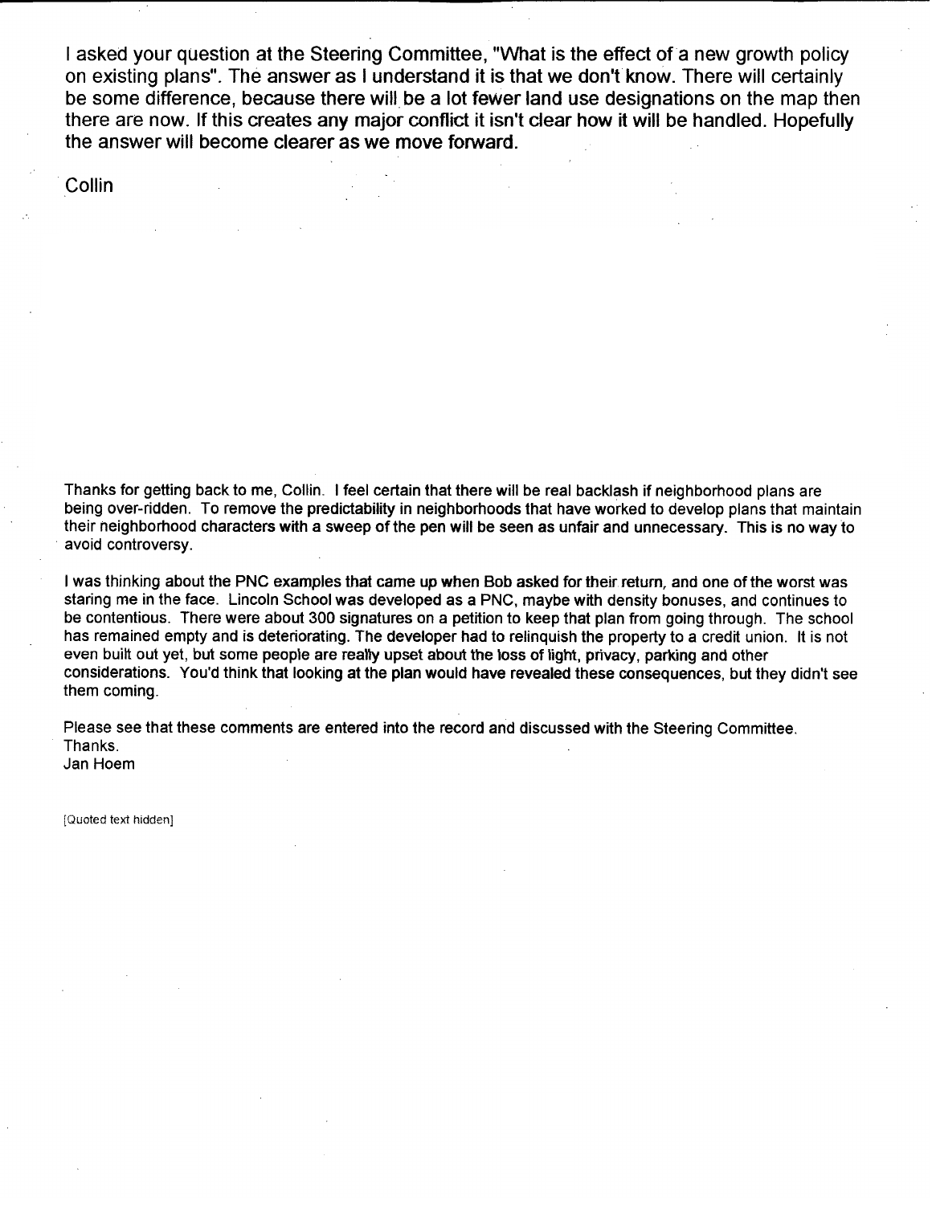I asked your question at the Steering Committee, "What is the effect of a new growth policy on existing plans". The answer as I understand it is that we don't know. There will certainly be some difference, because there will be a lot fewer land use designations on the map then there are now. If this creates any major conflict it isn't clear how it will be handled. Hopefully the answer will become clearer as we move forward.

Collin

Thanks for getting back to me, Collin. I feel certain that there will be real backlash if neighborhood plans are being over-ridden. To remove the predictability in neighborhoods that have worked to develop plans that maintain their neighborhood characters with a sweep of the pen will be seen as unfair and unnecessary. This is no way to avoid controversy.

I was thinking about the PNC examples that came up when Bob asked for their return, and one of the worst was staring me in the face. Lincoln School was developed as a PNC, maybe with density bonuses, and continues to be contentious. There were about 300 signatures on a petition to keep that plan from going through. The school has remained empty and is deteriorating. The developer had to relinquish the property to a credit union. It is not even built out yet, but some people are really upset about the loss of light, privacy, parking and other considerations. You'd think that looking at the plan would have revealed these consequences, but they didn't see them coming.

Please see that these comments are entered into the record and discussed with the Steering Committee.
Thanks.
Jan Hoem

[Quoted text hidden]